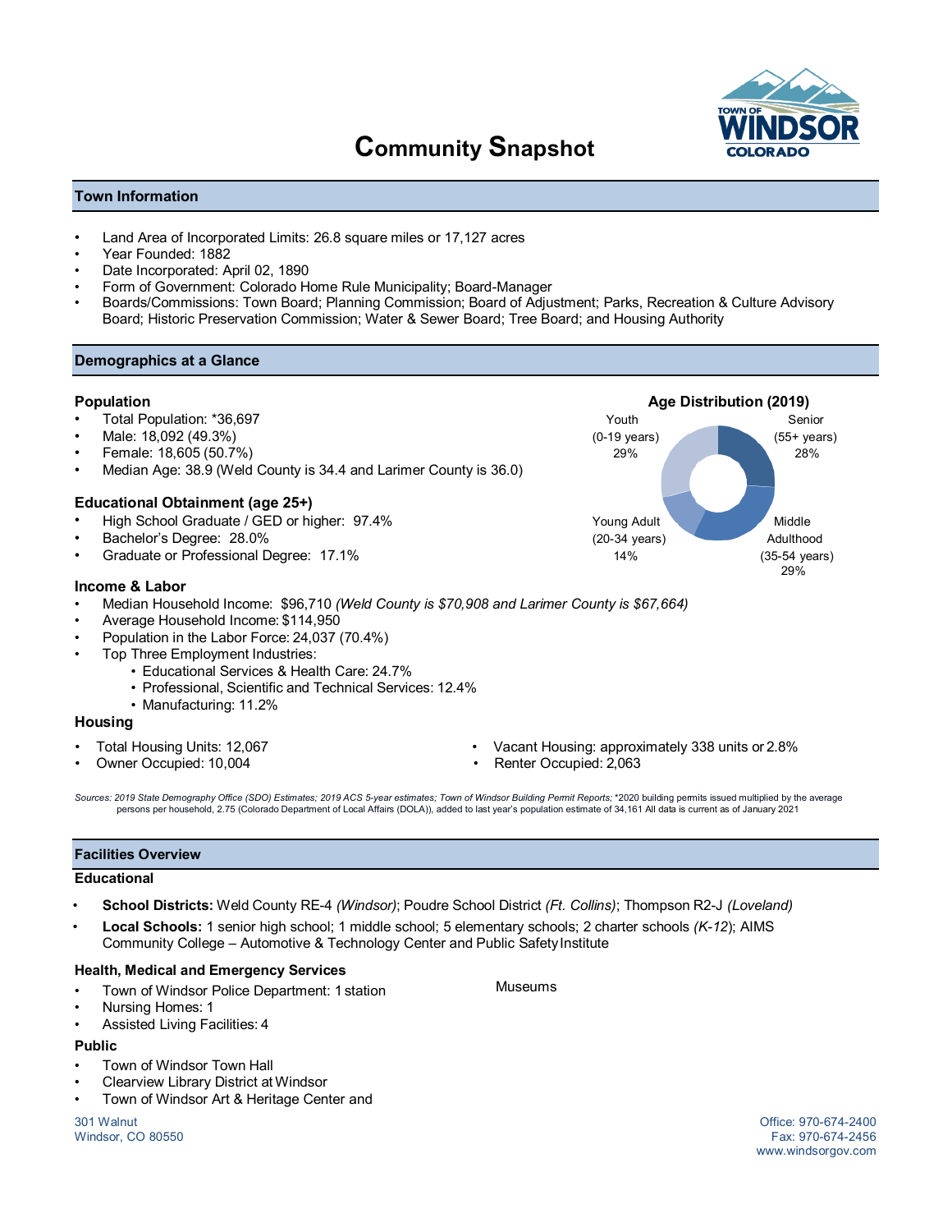# Community Snapshot

## Town Information

- Land Area of Incorporated Limits: 26.8 square miles or 17,127 acres
- Year Founded: 1882
- Date Incorporated: April 02, 1890
- Form of Government: Colorado Home Rule Municipality; Board-Manager
- Boards/Commissions: Town Board; Planning Commission; Board of Adjustment; Parks, Recreation & Culture Advisory Board; Historic Preservation Commission; Water & Sewer Board; Tree Board; and Housing Authority

## Demographics at a Glance

### Population

- Total Population: *36,697
- Male: 18,092 (49.3%)
- Female: 18,605 (50.7%)
- Median Age: 38.9 (Weld County is 34.4 and Larimer County is 36.0)

### Age Distribution (2019)

| Age Group | Share |
|---|---|
| Youth (0-19 years) | 29% |
| Young Adult (20-34 years) | 14% |
| Middle Adulthood (35-54 years) | 29% |
| Senior (55+ years) | 28% |

### Educational Obtainment (age 25+)

- High School Graduate / GED or higher: 97.4%
- Bachelor's Degree: 28.0%
- Graduate or Professional Degree: 17.1%

### Income & Labor

- Median Household Income: $96,710 *(Weld County is $70,908 and Larimer County is $67,664)*
- Average Household Income: $114,950
- Population in the Labor Force: 24,037 (70.4%)
- Top Three Employment Industries:
  - Educational Services & Health Care: 24.7%
  - Professional, Scientific and Technical Services: 12.4%
  - Manufacturing: 11.2%

### Housing

- Total Housing Units: 12,067
- Owner Occupied: 10,004
- Vacant Housing: approximately 338 units or 2.8%
- Renter Occupied: 2,063

*Sources: 2019 State Demography Office (SDO) Estimates; 2019 ACS 5-year estimates; Town of Windsor Building Permit Reports; *2020 building permits issued multiplied by the average persons per household, 2.75 (Colorado Department of Local Affairs (DOLA)), added to last year's population estimate of 34,161 All data is current as of January 2021*

## Facilities Overview

### Educational

- **School Districts:** Weld County RE-4 *(Windsor)*; Poudre School District *(Ft. Collins)*; Thompson R2-J *(Loveland)*
- **Local Schools:** 1 senior high school; 1 middle school; 5 elementary schools; 2 charter schools *(K-12)*; AIMS Community College – Automotive & Technology Center and Public Safety Institute

### Health, Medical and Emergency Services

- Town of Windsor Police Department: 1 station
- Nursing Homes: 1
- Assisted Living Facilities: 4

### Public

- Town of Windsor Town Hall
- Clearview Library District at Windsor
- Town of Windsor Art & Heritage Center and Museums

301 Walnut
Windsor, CO 80550

Office: 970-674-2400
Fax: 970-674-2456
www.windsorgov.com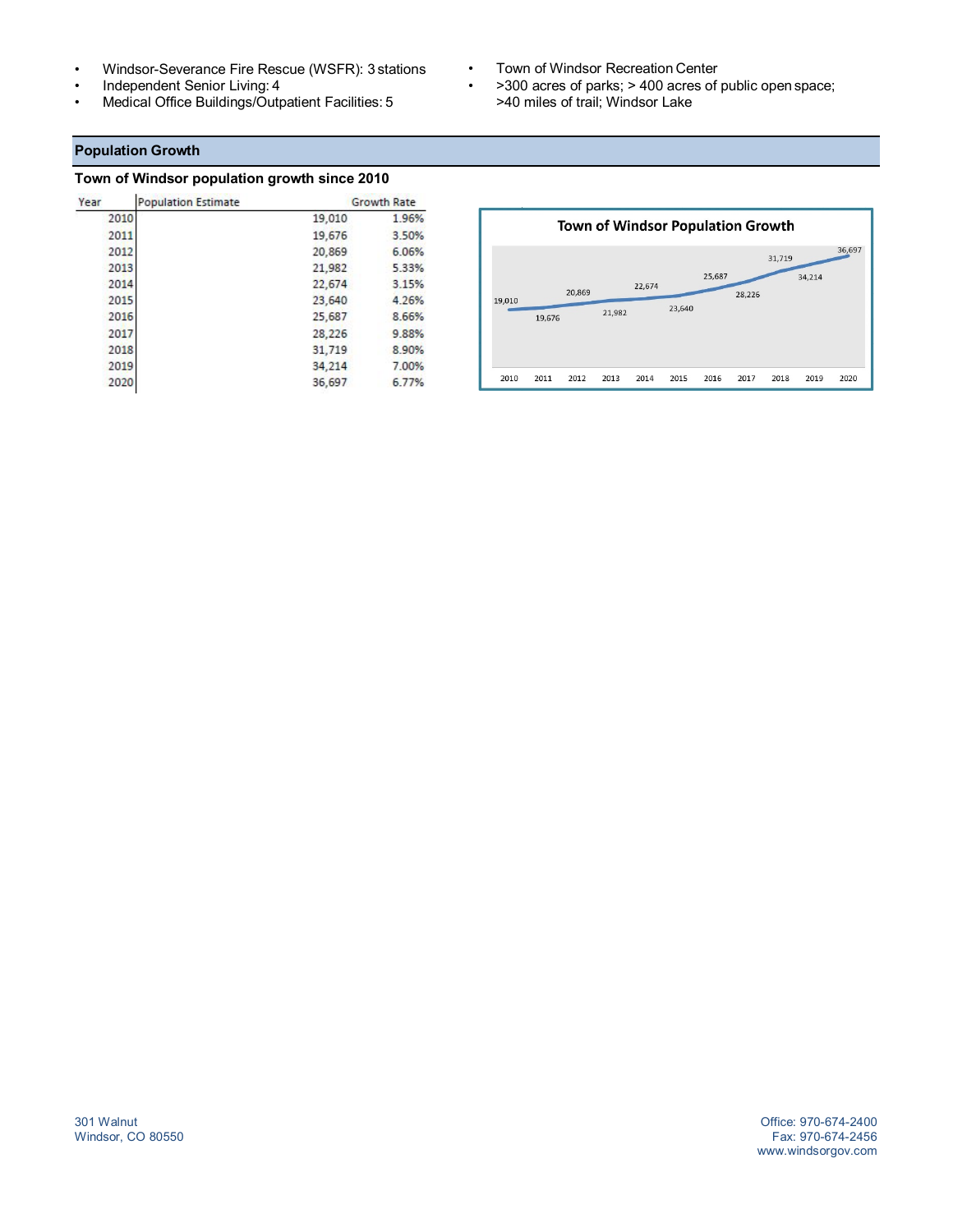- Windsor-Severance Fire Rescue (WSFR): 3 stations
- Independent Senior Living: 4
- Medical Office Buildings/Outpatient Facilities: 5
- Town of Windsor Recreation Center
- >300 acres of parks; > 400 acres of public open space; >40 miles of trail; Windsor Lake

## Population Growth

### Town of Windsor population growth since 2010

| Year | Population Estimate | Growth Rate |
|---|---|---|
| 2010 | 19,010 | 1.96% |
| 2011 | 19,676 | 3.50% |
| 2012 | 20,869 | 6.06% |
| 2013 | 21,982 | 5.33% |
| 2014 | 22,674 | 3.15% |
| 2015 | 23,640 | 4.26% |
| 2016 | 25,687 | 8.66% |
| 2017 | 28,226 | 9.88% |
| 2018 | 31,719 | 8.90% |
| 2019 | 34,214 | 7.00% |
| 2020 | 36,697 | 6.77% |

Town of Windsor Population Growth

19,010
19,676
20,869
21,982
22,674
23,640
25,687
28,226
31,719
34,214
36,697

2010 2011 2012 2013 2014 2015 2016 2017 2018 2019 2020

301 Walnut
Windsor, CO 80550

Office: 970-674-2400
Fax: 970-674-2456
www.windsorgov.com